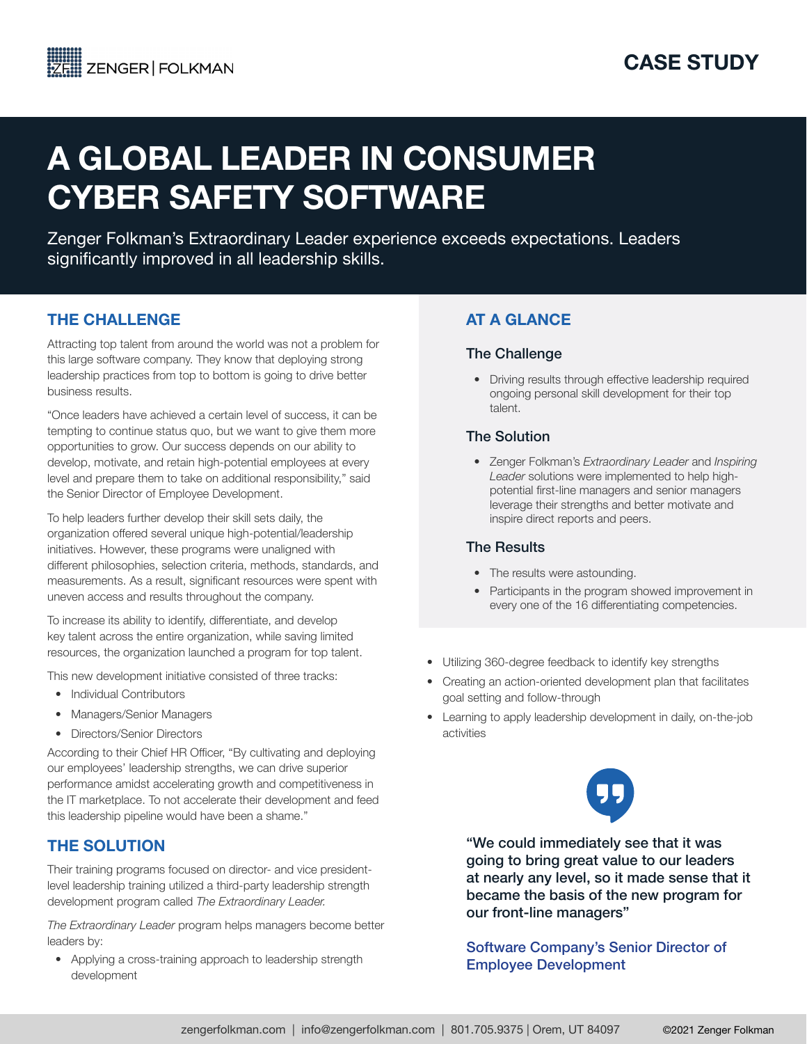ZENGER | FOLKMAN

CASE STUDY

# A GLOBAL LEADER IN CONSUMER CYBER SAFETY SOFTWARE

Zenger Folkman's Extraordinary Leader experience exceeds expectations. Leaders significantly improved in all leadership skills.

## THE CHALLENGE

Attracting top talent from around the world was not a problem for this large software company. They know that deploying strong leadership practices from top to bottom is going to drive better business results.

"Once leaders have achieved a certain level of success, it can be tempting to continue status quo, but we want to give them more opportunities to grow. Our success depends on our ability to develop, motivate, and retain high-potential employees at every level and prepare them to take on additional responsibility," said the Senior Director of Employee Development.

To help leaders further develop their skill sets daily, the organization offered several unique high-potential/leadership initiatives. However, these programs were unaligned with different philosophies, selection criteria, methods, standards, and measurements. As a result, significant resources were spent with uneven access and results throughout the company.

To increase its ability to identify, differentiate, and develop key talent across the entire organization, while saving limited resources, the organization launched a program for top talent.

This new development initiative consisted of three tracks:

- Individual Contributors
- Managers/Senior Managers
- Directors/Senior Directors

According to their Chief HR Officer, "By cultivating and deploying our employees' leadership strengths, we can drive superior performance amidst accelerating growth and competitiveness in the IT marketplace. To not accelerate their development and feed this leadership pipeline would have been a shame."

## THE SOLUTION

Their training programs focused on director- and vice president-level leadership training utilized a third-party leadership strength development program called *The Extraordinary Leader.*

*The Extraordinary Leader* program helps managers become better leaders by:

- Applying a cross-training approach to leadership strength development
- Utilizing 360-degree feedback to identify key strengths
- Creating an action-oriented development plan that facilitates goal setting and follow-through
- Learning to apply leadership development in daily, on-the-job activities

## AT A GLANCE

### The Challenge

- Driving results through effective leadership required ongoing personal skill development for their top talent.

### The Solution

- Zenger Folkman's *Extraordinary Leader* and *Inspiring Leader* solutions were implemented to help high-potential first-line managers and senior managers leverage their strengths and better motivate and inspire direct reports and peers.

### The Results

- The results were astounding.
- Participants in the program showed improvement in every one of the 16 differentiating competencies.

**"We could immediately see that it was going to bring great value to our leaders at nearly any level, so it made sense that it became the basis of the new program for our front-line managers"**

Software Company's Senior Director of Employee Development

zengerfolkman.com | info@zengerfolkman.com | 801.705.9375 | Orem, UT 84097 ©2021 Zenger Folkman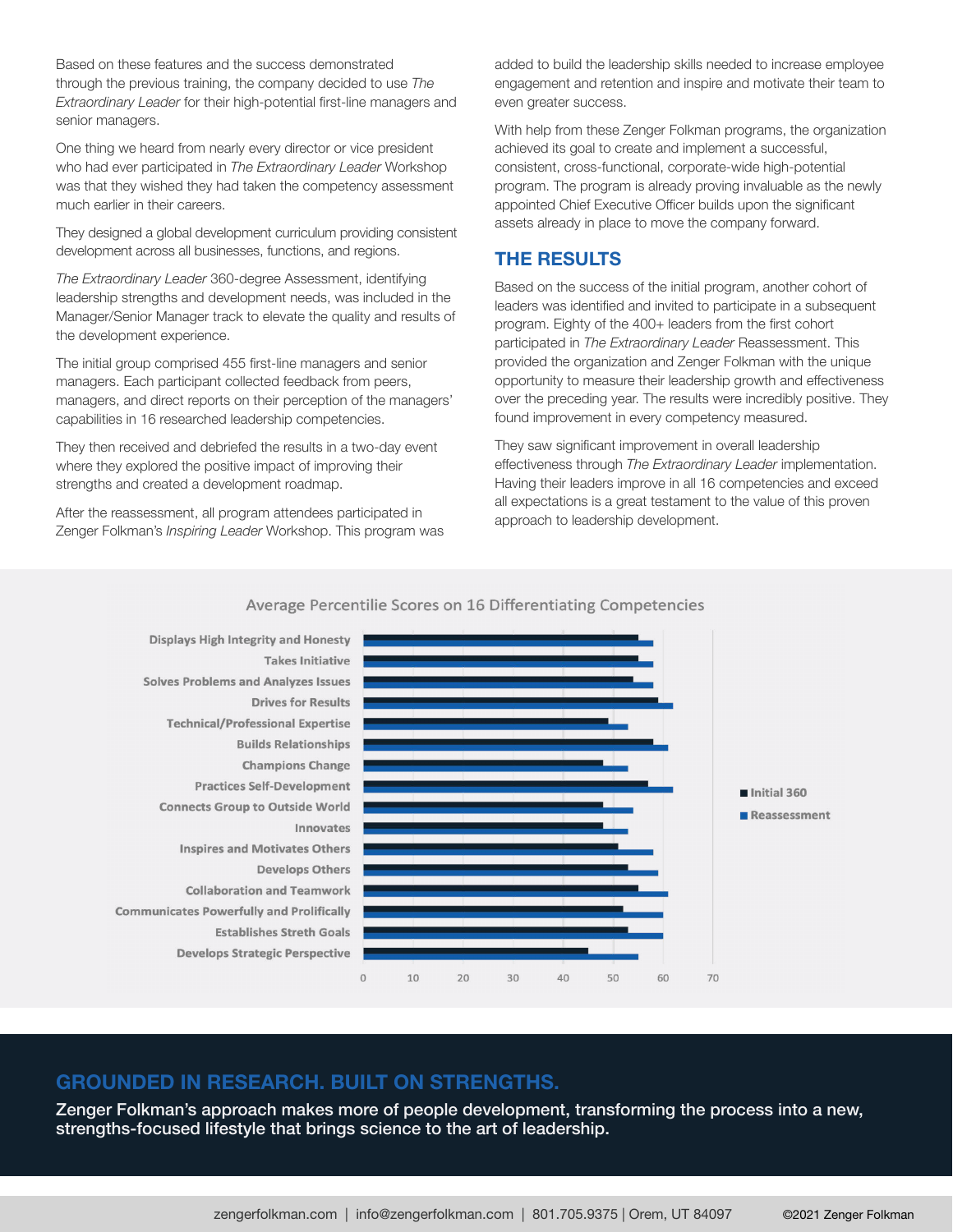Based on these features and the success demonstrated through the previous training, the company decided to use *The Extraordinary Leader* for their high-potential first-line managers and senior managers.

One thing we heard from nearly every director or vice president who had ever participated in *The Extraordinary Leader* Workshop was that they wished they had taken the competency assessment much earlier in their careers.

They designed a global development curriculum providing consistent development across all businesses, functions, and regions.

*The Extraordinary Leader* 360-degree Assessment, identifying leadership strengths and development needs, was included in the Manager/Senior Manager track to elevate the quality and results of the development experience.

The initial group comprised 455 first-line managers and senior managers. Each participant collected feedback from peers, managers, and direct reports on their perception of the managers' capabilities in 16 researched leadership competencies.

They then received and debriefed the results in a two-day event where they explored the positive impact of improving their strengths and created a development roadmap.

After the reassessment, all program attendees participated in Zenger Folkman's *Inspiring Leader* Workshop. This program was added to build the leadership skills needed to increase employee engagement and retention and inspire and motivate their team to even greater success.

With help from these Zenger Folkman programs, the organization achieved its goal to create and implement a successful, consistent, cross-functional, corporate-wide high-potential program. The program is already proving invaluable as the newly appointed Chief Executive Officer builds upon the significant assets already in place to move the company forward.

## THE RESULTS

Based on the success of the initial program, another cohort of leaders was identified and invited to participate in a subsequent program. Eighty of the 400+ leaders from the first cohort participated in *The Extraordinary Leader* Reassessment. This provided the organization and Zenger Folkman with the unique opportunity to measure their leadership growth and effectiveness over the preceding year. The results were incredibly positive. They found improvement in every competency measured.

They saw significant improvement in overall leadership effectiveness through *The Extraordinary Leader* implementation. Having their leaders improve in all 16 competencies and exceed all expectations is a great testament to the value of this proven approach to leadership development.

Average Percentile Scores on 16 Differentiating Competencies

Displays High Integrity and Honesty
Takes Initiative
Solves Problems and Analyzes Issues
Drives for Results
Technical/Professional Expertise
Builds Relationships
Champions Change
Practices Self-Development
Connects Group to Outside World
Innovates
Inspires and Motivates Others
Develops Others
Collaboration and Teamwork
Communicates Powerfully and Prolifically
Establishes Streth Goals
Develops Strategic Perspective

0 10 20 30 40 50 60 70

Initial 360
Reassessment

## GROUNDED IN RESEARCH. BUILT ON STRENGTHS.

**Zenger Folkman's approach makes more of people development, transforming the process into a new, strengths-focused lifestyle that brings science to the art of leadership.**

zengerfolkman.com | info@zengerfolkman.com | 801.705.9375 | Orem, UT 84097 ©2021 Zenger Folkman